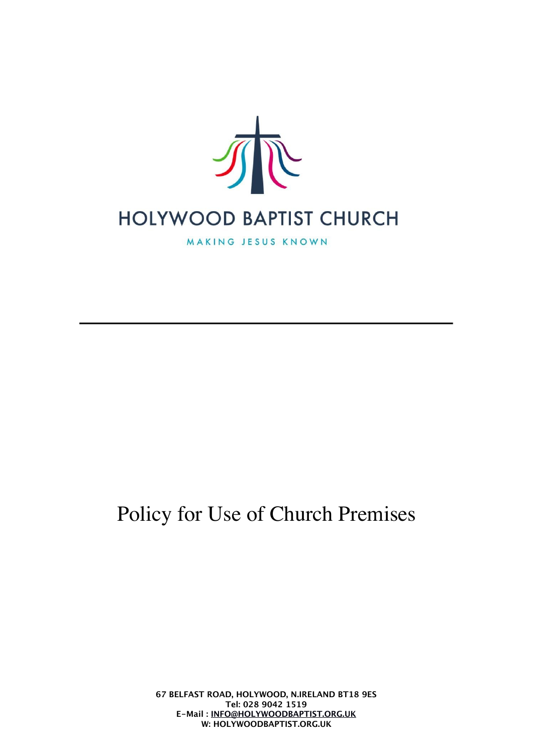# HOLYWOOD BAPTIST CHURCH

MAKING JESUS KNOWN

---

# Policy for Use of Church Premises

**67 BELFAST ROAD, HOLYWOOD, N.IRELAND BT18 9ES**
**Tel: 028 9042 1519**
**E-Mail : INFO@HOLYWOODBAPTIST.ORG.UK**
**W: HOLYWOODBAPTIST.ORG.UK**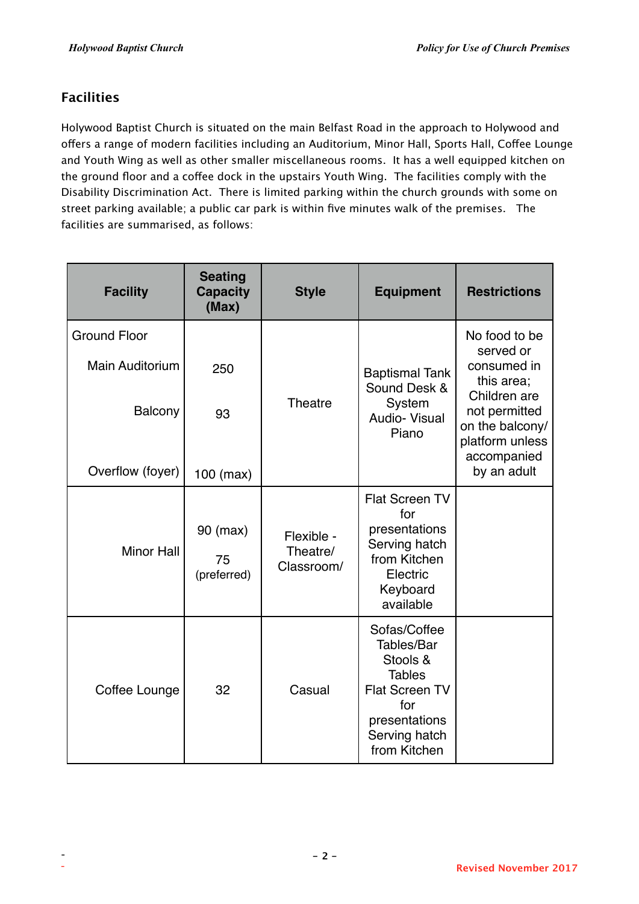## Facilities

Holywood Baptist Church is situated on the main Belfast Road in the approach to Holywood and offers a range of modern facilities including an Auditorium, Minor Hall, Sports Hall, Coffee Lounge and Youth Wing as well as other smaller miscellaneous rooms. It has a well equipped kitchen on the ground floor and a coffee dock in the upstairs Youth Wing. The facilities comply with the Disability Discrimination Act. There is limited parking within the church grounds with some on street parking available; a public car park is within five minutes walk of the premises. The facilities are summarised, as follows:

| Facility | Seating Capacity (Max) | Style | Equipment | Restrictions |
|---|---|---|---|---|
| Ground Floor<br>Main Auditorium<br>Balcony<br>Overflow (foyer) | <br>250<br>93<br>100 (max) | Theatre | Baptismal Tank<br>Sound Desk & System<br>Audio- Visual<br>Piano | No food to be served or consumed in this area; Children are not permitted on the balcony/ platform unless accompanied by an adult |
| Minor Hall | 90 (max)<br>75 (preferred) | Flexible - Theatre/ Classroom/ | Flat Screen TV for presentations<br>Serving hatch from Kitchen<br>Electric Keyboard available | |
| Coffee Lounge | 32 | Casual | Sofas/Coffee Tables/Bar Stools & Tables<br>Flat Screen TV for presentations<br>Serving hatch from Kitchen | |

Revised November 2017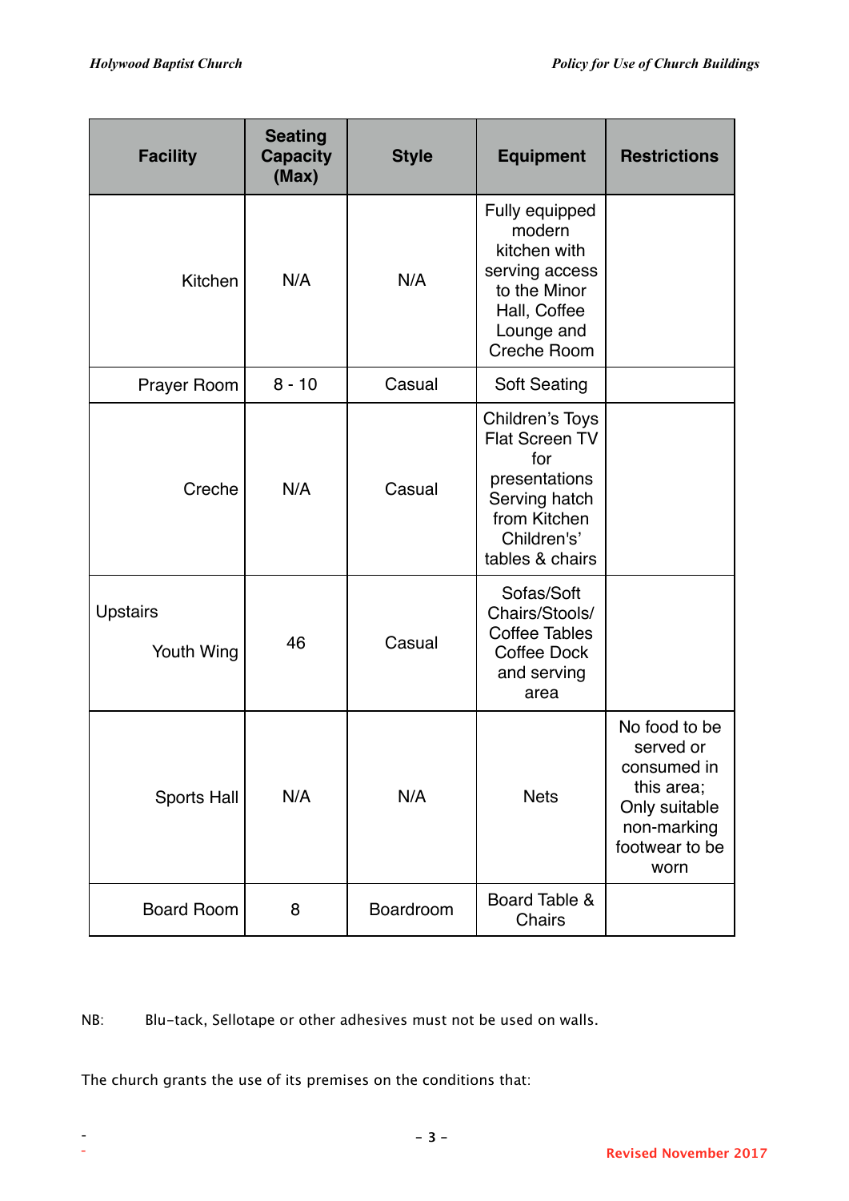| Facility | Seating Capacity (Max) | Style | Equipment | Restrictions |
|---|---|---|---|---|
| Kitchen | N/A | N/A | Fully equipped modern kitchen with serving access to the Minor Hall, Coffee Lounge and Creche Room | |
| Prayer Room | 8 - 10 | Casual | Soft Seating | |
| Creche | N/A | Casual | Children's Toys Flat Screen TV for presentations Serving hatch from Kitchen Children's' tables & chairs | |
| Upstairs Youth Wing | 46 | Casual | Sofas/Soft Chairs/Stools/ Coffee Tables Coffee Dock and serving area | |
| Sports Hall | N/A | N/A | Nets | No food to be served or consumed in this area; Only suitable non-marking footwear to be worn |
| Board Room | 8 | Boardroom | Board Table & Chairs | |

NB: Blu-tack, Sellotape or other adhesives must not be used on walls.

The church grants the use of its premises on the conditions that: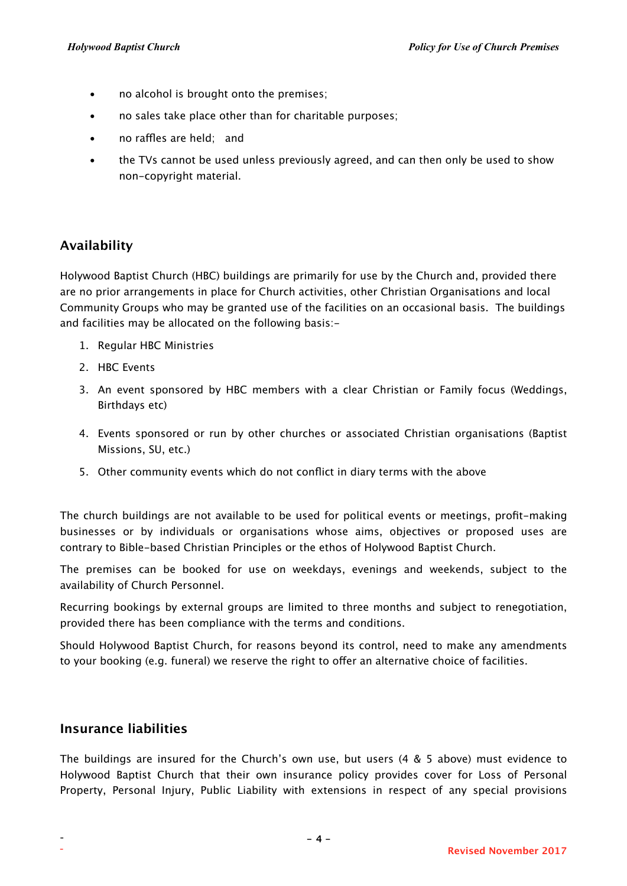- no alcohol is brought onto the premises;
- no sales take place other than for charitable purposes;
- no raffles are held;   and
- the TVs cannot be used unless previously agreed, and can then only be used to show non-copyright material.

## Availability

Holywood Baptist Church (HBC) buildings are primarily for use by the Church and, provided there are no prior arrangements in place for Church activities, other Christian Organisations and local Community Groups who may be granted use of the facilities on an occasional basis.  The buildings and facilities may be allocated on the following basis:-

1. Regular HBC Ministries
2. HBC Events
3. An event sponsored by HBC members with a clear Christian or Family focus (Weddings, Birthdays etc)
4. Events sponsored or run by other churches or associated Christian organisations (Baptist Missions, SU, etc.)
5. Other community events which do not conflict in diary terms with the above

The church buildings are not available to be used for political events or meetings, profit-making businesses or by individuals or organisations whose aims, objectives or proposed uses are contrary to Bible-based Christian Principles or the ethos of Holywood Baptist Church.

The premises can be booked for use on weekdays, evenings and weekends, subject to the availability of Church Personnel.

Recurring bookings by external groups are limited to three months and subject to renegotiation, provided there has been compliance with the terms and conditions.

Should Holywood Baptist Church, for reasons beyond its control, need to make any amendments to your booking (e.g. funeral) we reserve the right to offer an alternative choice of facilities.

## Insurance liabilities

The buildings are insured for the Church's own use, but users (4 & 5 above) must evidence to Holywood Baptist Church that their own insurance policy provides cover for Loss of Personal Property, Personal Injury, Public Liability with extensions in respect of any special provisions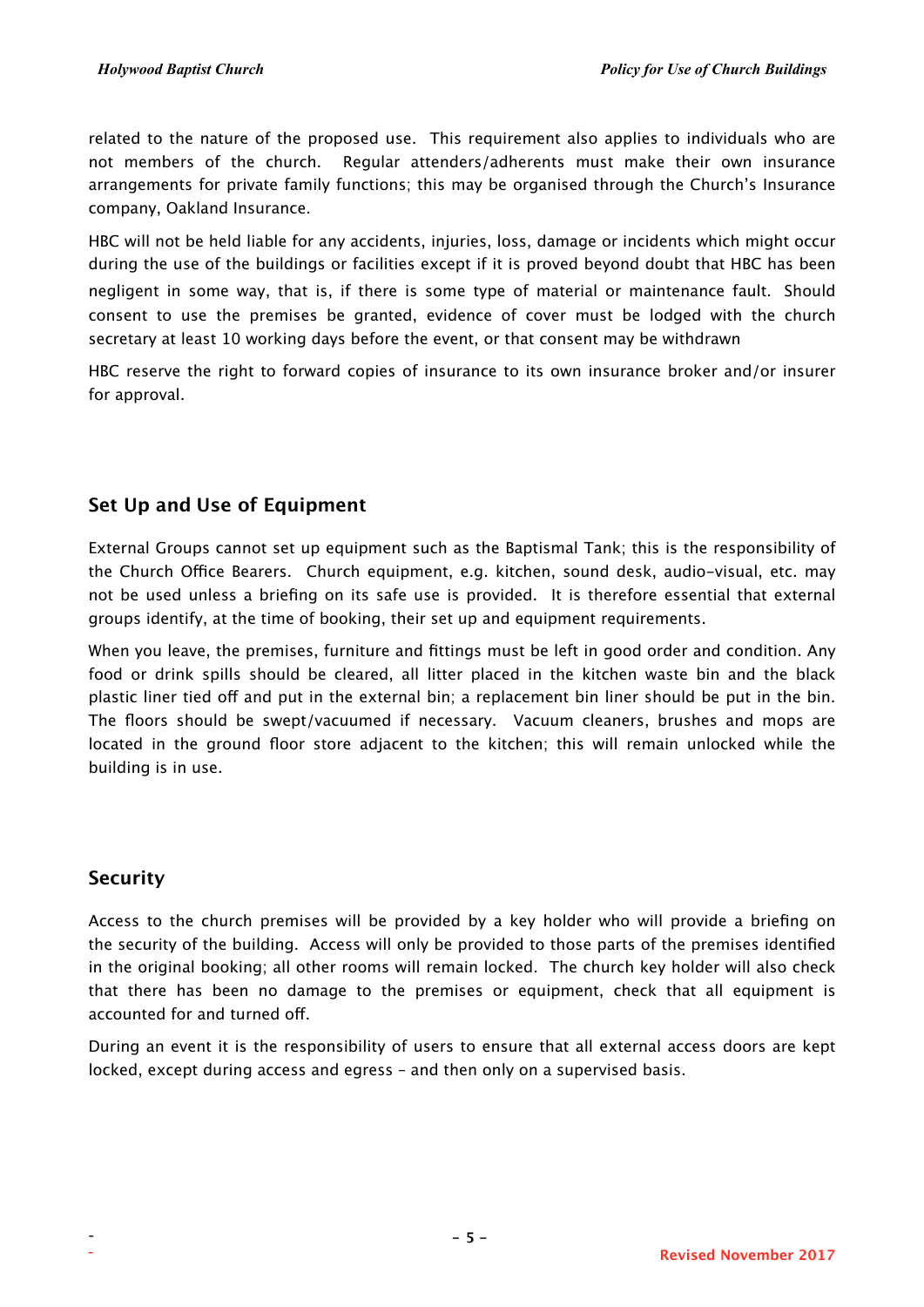related to the nature of the proposed use. This requirement also applies to individuals who are not members of the church. Regular attenders/adherents must make their own insurance arrangements for private family functions; this may be organised through the Church's Insurance company, Oakland Insurance.

HBC will not be held liable for any accidents, injuries, loss, damage or incidents which might occur during the use of the buildings or facilities except if it is proved beyond doubt that HBC has been negligent in some way, that is, if there is some type of material or maintenance fault. Should consent to use the premises be granted, evidence of cover must be lodged with the church secretary at least 10 working days before the event, or that consent may be withdrawn

HBC reserve the right to forward copies of insurance to its own insurance broker and/or insurer for approval.

## Set Up and Use of Equipment

External Groups cannot set up equipment such as the Baptismal Tank; this is the responsibility of the Church Office Bearers. Church equipment, e.g. kitchen, sound desk, audio-visual, etc. may not be used unless a briefing on its safe use is provided. It is therefore essential that external groups identify, at the time of booking, their set up and equipment requirements.

When you leave, the premises, furniture and fittings must be left in good order and condition. Any food or drink spills should be cleared, all litter placed in the kitchen waste bin and the black plastic liner tied off and put in the external bin; a replacement bin liner should be put in the bin. The floors should be swept/vacuumed if necessary. Vacuum cleaners, brushes and mops are located in the ground floor store adjacent to the kitchen; this will remain unlocked while the building is in use.

## Security

Access to the church premises will be provided by a key holder who will provide a briefing on the security of the building. Access will only be provided to those parts of the premises identified in the original booking; all other rooms will remain locked. The church key holder will also check that there has been no damage to the premises or equipment, check that all equipment is accounted for and turned off.

During an event it is the responsibility of users to ensure that all external access doors are kept locked, except during access and egress – and then only on a supervised basis.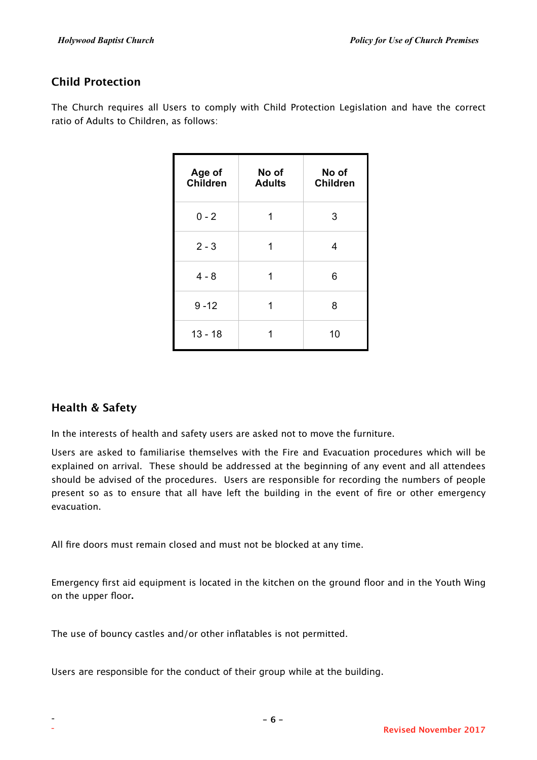## Child Protection

The Church requires all Users to comply with Child Protection Legislation and have the correct ratio of Adults to Children, as follows:

| Age of Children | No of Adults | No of Children |
|---|---|---|
| 0 - 2 | 1 | 3 |
| 2 - 3 | 1 | 4 |
| 4 - 8 | 1 | 6 |
| 9 -12 | 1 | 8 |
| 13 - 18 | 1 | 10 |

## Health & Safety

In the interests of health and safety users are asked not to move the furniture.

Users are asked to familiarise themselves with the Fire and Evacuation procedures which will be explained on arrival. These should be addressed at the beginning of any event and all attendees should be advised of the procedures. Users are responsible for recording the numbers of people present so as to ensure that all have left the building in the event of fire or other emergency evacuation.

All fire doors must remain closed and must not be blocked at any time.

Emergency first aid equipment is located in the kitchen on the ground floor and in the Youth Wing on the upper floor.

The use of bouncy castles and/or other inflatables is not permitted.

Users are responsible for the conduct of their group while at the building.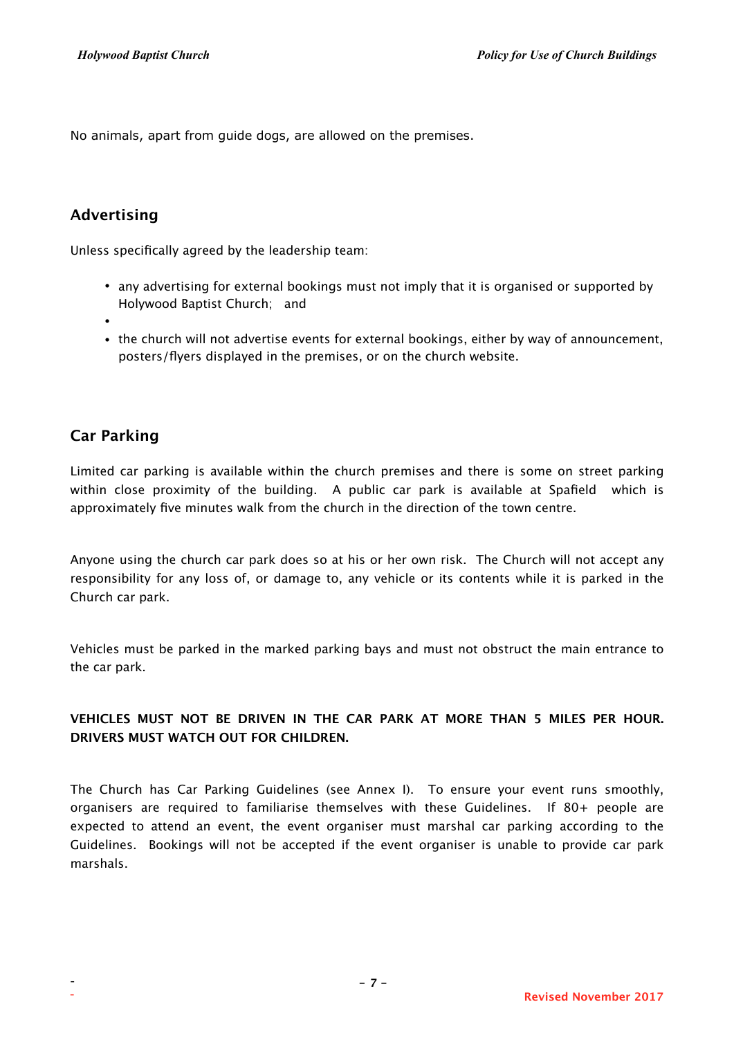No animals, apart from guide dogs, are allowed on the premises.

## Advertising

Unless specifically agreed by the leadership team:

- any advertising for external bookings must not imply that it is organised or supported by Holywood Baptist Church; and
- the church will not advertise events for external bookings, either by way of announcement, posters/flyers displayed in the premises, or on the church website.

## Car Parking

Limited car parking is available within the church premises and there is some on street parking within close proximity of the building. A public car park is available at Spafield which is approximately five minutes walk from the church in the direction of the town centre.

Anyone using the church car park does so at his or her own risk. The Church will not accept any responsibility for any loss of, or damage to, any vehicle or its contents while it is parked in the Church car park.

Vehicles must be parked in the marked parking bays and must not obstruct the main entrance to the car park.

**VEHICLES MUST NOT BE DRIVEN IN THE CAR PARK AT MORE THAN 5 MILES PER HOUR. DRIVERS MUST WATCH OUT FOR CHILDREN.**

The Church has Car Parking Guidelines (see Annex I). To ensure your event runs smoothly, organisers are required to familiarise themselves with these Guidelines. If 80+ people are expected to attend an event, the event organiser must marshal car parking according to the Guidelines. Bookings will not be accepted if the event organiser is unable to provide car park marshals.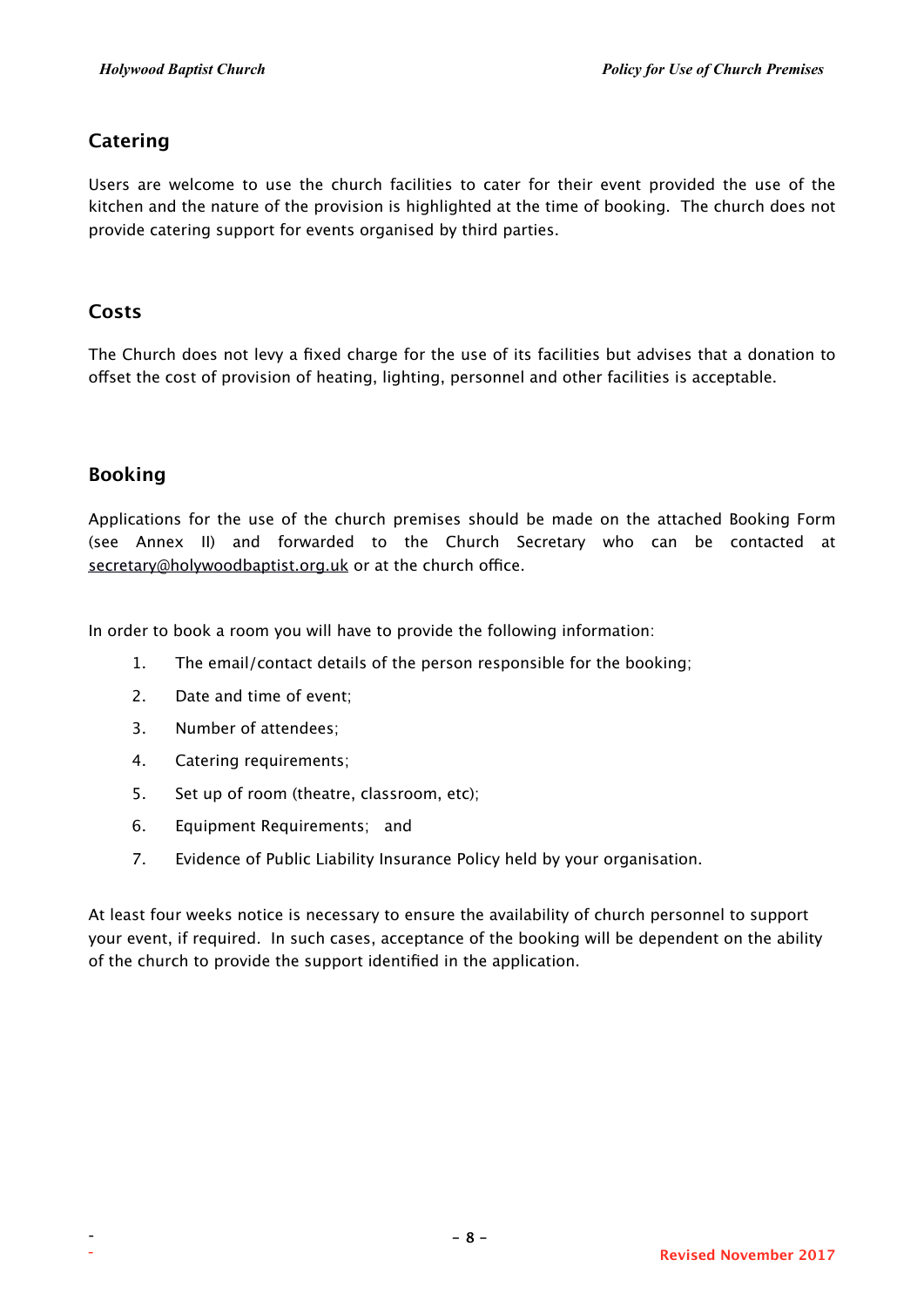## Catering

Users are welcome to use the church facilities to cater for their event provided the use of the kitchen and the nature of the provision is highlighted at the time of booking. The church does not provide catering support for events organised by third parties.

## Costs

The Church does not levy a fixed charge for the use of its facilities but advises that a donation to offset the cost of provision of heating, lighting, personnel and other facilities is acceptable.

## Booking

Applications for the use of the church premises should be made on the attached Booking Form (see Annex II) and forwarded to the Church Secretary who can be contacted at secretary@holywoodbaptist.org.uk or at the church office.

In order to book a room you will have to provide the following information:

1. The email/contact details of the person responsible for the booking;
2. Date and time of event;
3. Number of attendees;
4. Catering requirements;
5. Set up of room (theatre, classroom, etc);
6. Equipment Requirements; and
7. Evidence of Public Liability Insurance Policy held by your organisation.

At least four weeks notice is necessary to ensure the availability of church personnel to support your event, if required. In such cases, acceptance of the booking will be dependent on the ability of the church to provide the support identified in the application.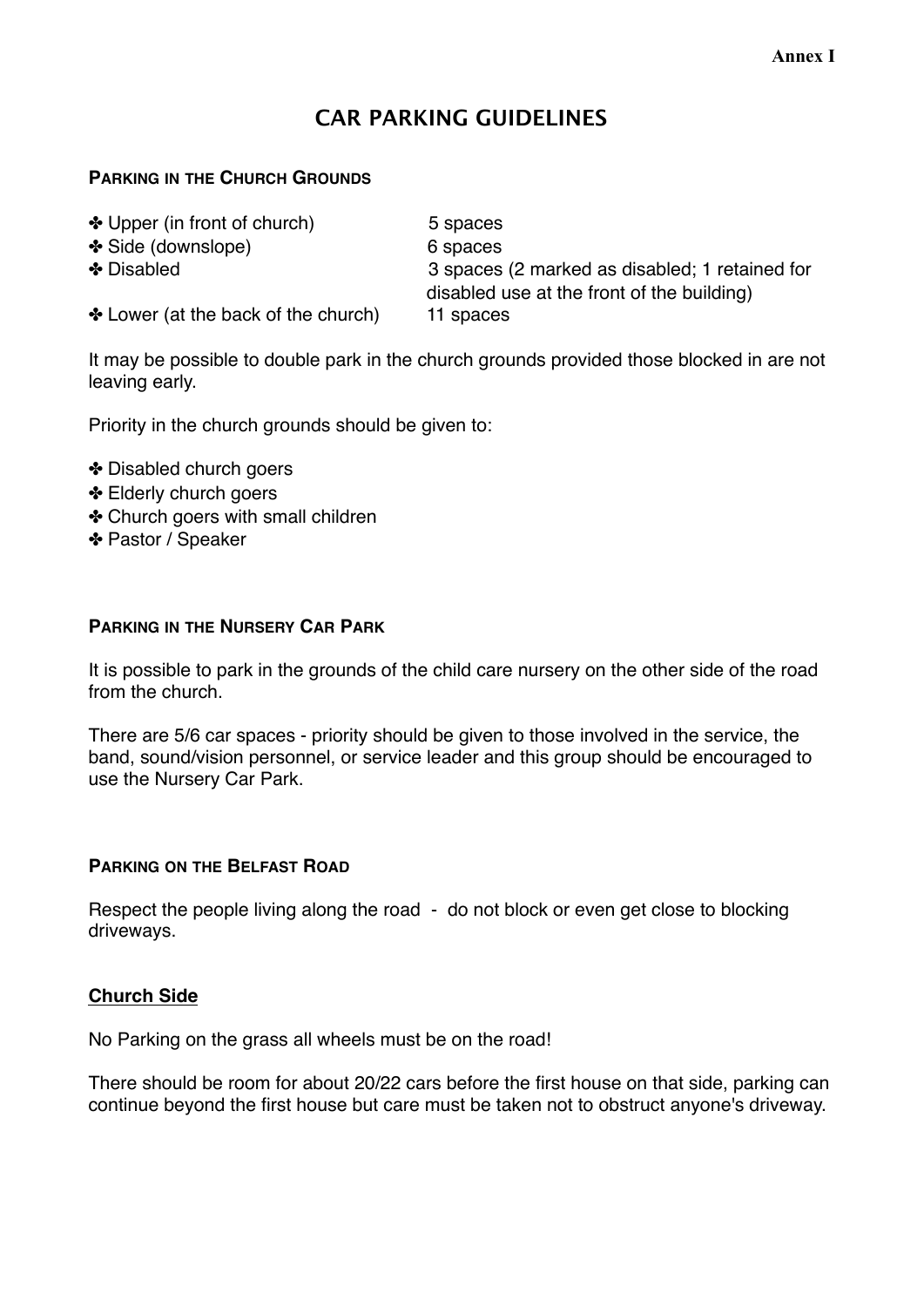**Annex I**

# CAR PARKING GUIDELINES

### PARKING IN THE CHURCH GROUNDS

- ✤ Upper (in front of church) — 5 spaces
- ✤ Side (downslope) — 6 spaces
- ✤ Disabled — 3 spaces (2 marked as disabled; 1 retained for disabled use at the front of the building)
- ✤ Lower (at the back of the church) — 11 spaces

It may be possible to double park in the church grounds provided those blocked in are not leaving early.

Priority in the church grounds should be given to:

- ✤ Disabled church goers
- ✤ Elderly church goers
- ✤ Church goers with small children
- ✤ Pastor / Speaker

### PARKING IN THE NURSERY CAR PARK

It is possible to park in the grounds of the child care nursery on the other side of the road from the church.

There are 5/6 car spaces - priority should be given to those involved in the service, the band, sound/vision personnel, or service leader and this group should be encouraged to use the Nursery Car Park.

### PARKING ON THE BELFAST ROAD

Respect the people living along the road - do not block or even get close to blocking driveways.

#### Church Side

No Parking on the grass all wheels must be on the road!

There should be room for about 20/22 cars before the first house on that side, parking can continue beyond the first house but care must be taken not to obstruct anyone's driveway.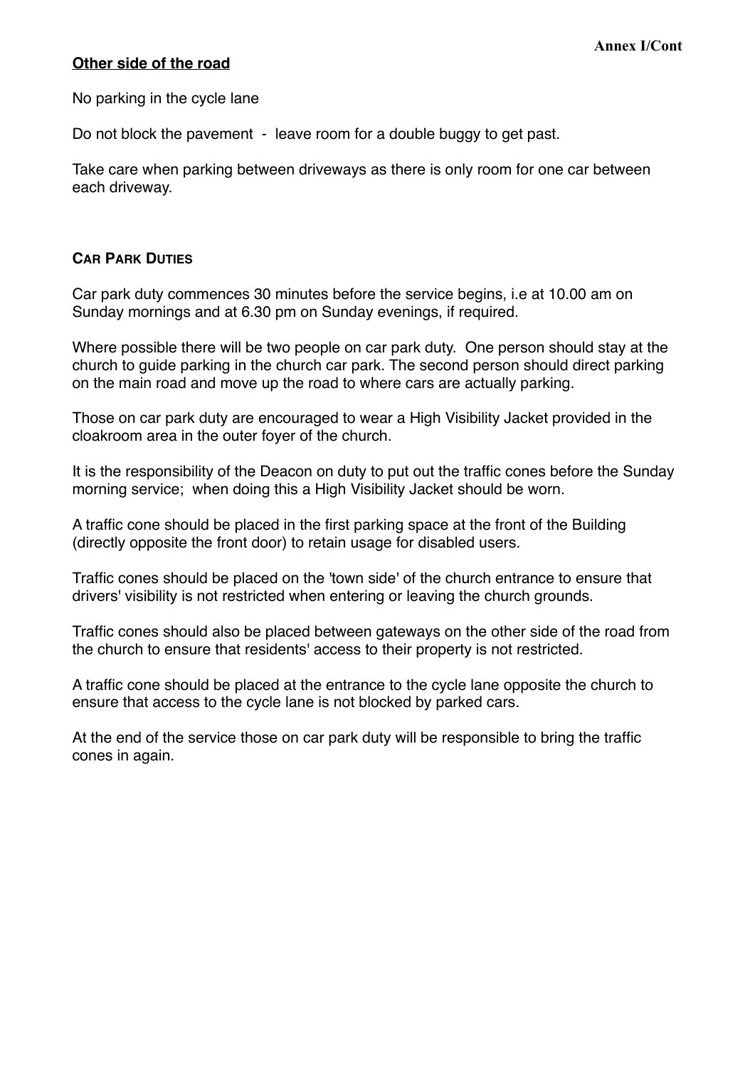**Annex I/Cont**

**Other side of the road**

No parking in the cycle lane

Do not block the pavement - leave room for a double buggy to get past.

Take care when parking between driveways as there is only room for one car between each driveway.

## CAR PARK DUTIES

Car park duty commences 30 minutes before the service begins, i.e at 10.00 am on Sunday mornings and at 6.30 pm on Sunday evenings, if required.

Where possible there will be two people on car park duty. One person should stay at the church to guide parking in the church car park. The second person should direct parking on the main road and move up the road to where cars are actually parking.

Those on car park duty are encouraged to wear a High Visibility Jacket provided in the cloakroom area in the outer foyer of the church.

It is the responsibility of the Deacon on duty to put out the traffic cones before the Sunday morning service; when doing this a High Visibility Jacket should be worn.

A traffic cone should be placed in the first parking space at the front of the Building (directly opposite the front door) to retain usage for disabled users.

Traffic cones should be placed on the 'town side' of the church entrance to ensure that drivers' visibility is not restricted when entering or leaving the church grounds.

Traffic cones should also be placed between gateways on the other side of the road from the church to ensure that residents' access to their property is not restricted.

A traffic cone should be placed at the entrance to the cycle lane opposite the church to ensure that access to the cycle lane is not blocked by parked cars.

At the end of the service those on car park duty will be responsible to bring the traffic cones in again.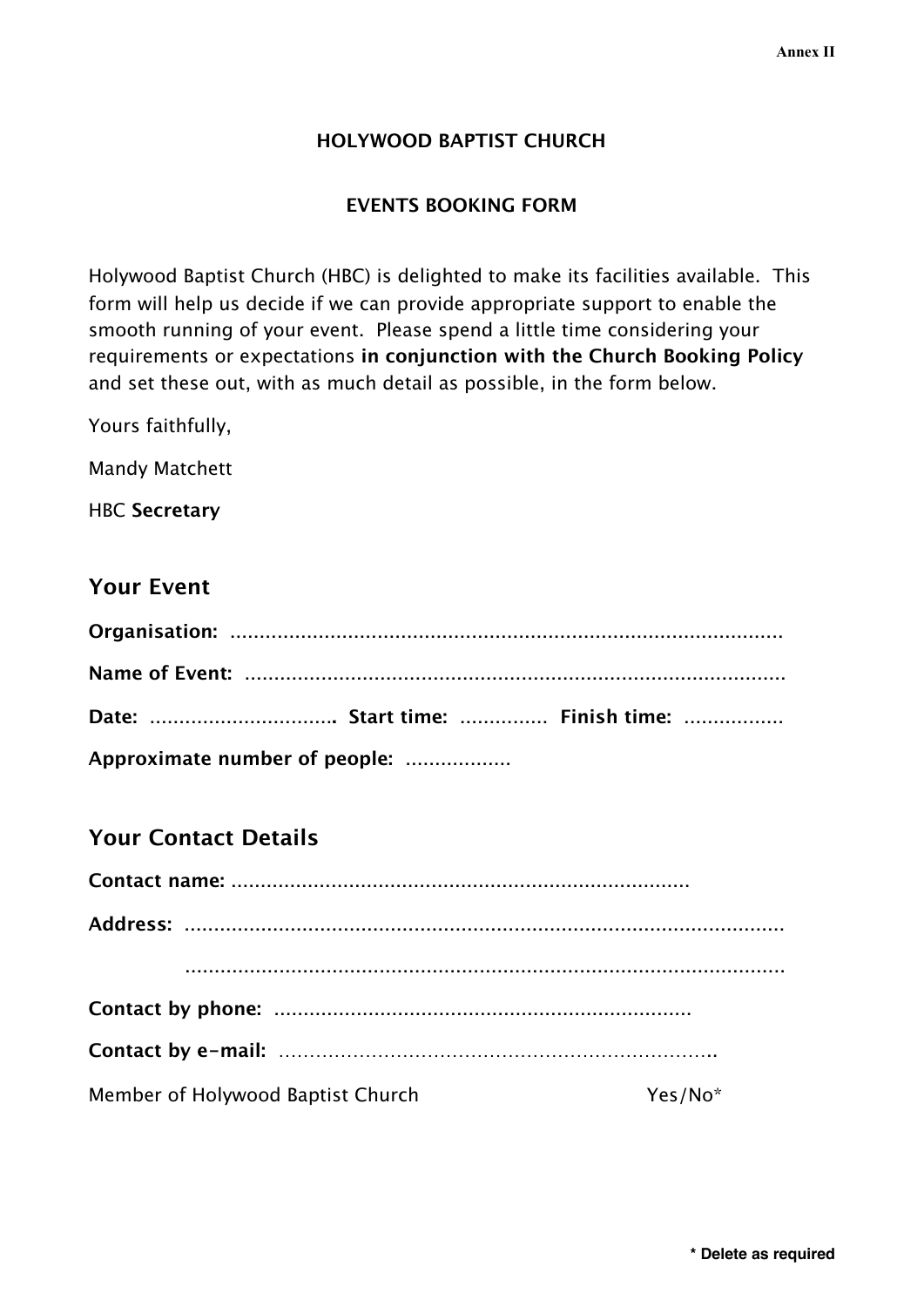Annex II

**HOLYWOOD BAPTIST CHURCH**

**EVENTS BOOKING FORM**

Holywood Baptist Church (HBC) is delighted to make its facilities available. This form will help us decide if we can provide appropriate support to enable the smooth running of your event. Please spend a little time considering your requirements or expectations **in conjunction with the Church Booking Policy** and set these out, with as much detail as possible, in the form below.

Yours faithfully,

Mandy Matchett

HBC **Secretary**

## Your Event

**Organisation:** ..............................................................................................

**Name of Event:** ...........................................................................................

**Date:** ................................ **Start time:** ............... **Finish time:** .................

**Approximate number of people:** ..................

## Your Contact Details

**Contact name:** .............................................................................

**Address:** ......................................................................................................

......................................................................................................

**Contact by phone:** ......................................................................

**Contact by e-mail:** .......................................................................

Member of Holywood Baptist Church Yes/No*

**\* Delete as required**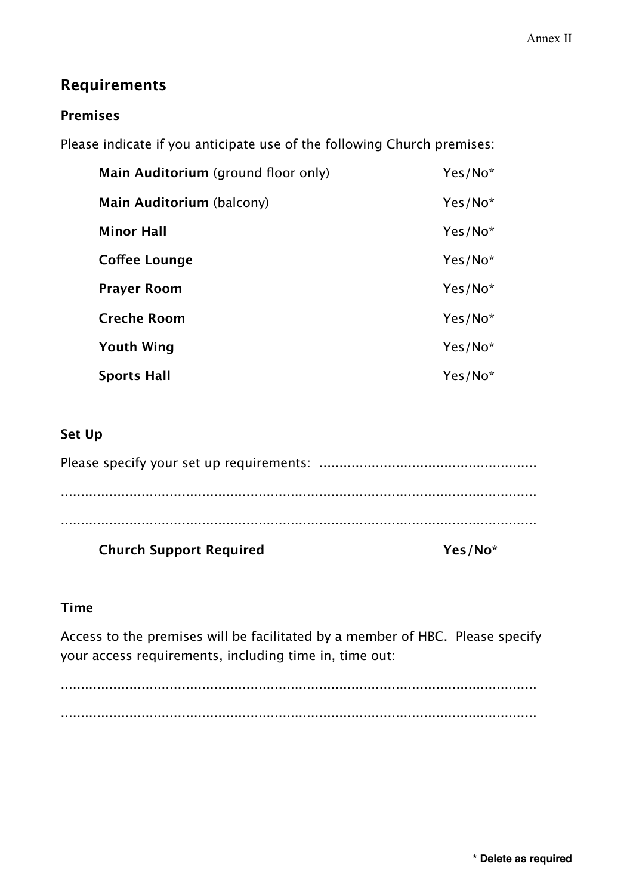Annex II

## Requirements

### Premises

Please indicate if you anticipate use of the following Church premises:

| | |
|---|---|
| **Main Auditorium** (ground floor only) | Yes/No* |
| **Main Auditorium** (balcony) | Yes/No* |
| **Minor Hall** | Yes/No* |
| **Coffee Lounge** | Yes/No* |
| **Prayer Room** | Yes/No* |
| **Creche Room** | Yes/No* |
| **Youth Wing** | Yes/No* |
| **Sports Hall** | Yes/No* |

### Set Up

Please specify your set up requirements: ......................................................

..........................................................................................................................

..........................................................................................................................

**Church Support Required** **Yes/No***

### Time

Access to the premises will be facilitated by a member of HBC. Please specify your access requirements, including time in, time out:

..........................................................................................................................

..........................................................................................................................

**\* Delete as required**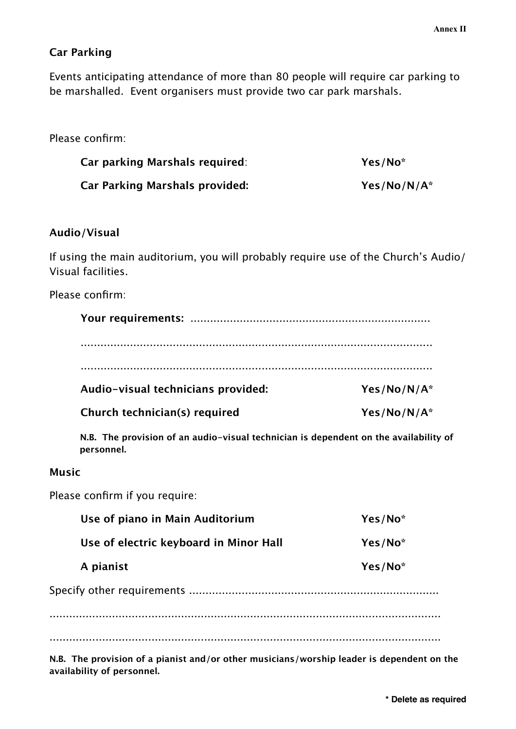## Car Parking

Events anticipating attendance of more than 80 people will require car parking to be marshalled. Event organisers must provide two car park marshals.

Please confirm:

| | |
|---|---|
| **Car parking Marshals required**: | **Yes/No*** |
| **Car Parking Marshals provided:** | **Yes/No/N/A*** |

## Audio/Visual

If using the main auditorium, you will probably require use of the Church's Audio/Visual facilities.

Please confirm:

**Your requirements:** ........................................................................

..............................................................................................

..............................................................................................

| | |
|---|---|
| **Audio-visual technicians provided:** | **Yes/No/N/A*** |
| **Church technician(s) required** | **Yes/No/N/A*** |

**N.B. The provision of an audio-visual technician is dependent on the availability of personnel.**

## Music

Please confirm if you require:

| | |
|---|---|
| **Use of piano in Main Auditorium** | **Yes/No*** |
| **Use of electric keyboard in Minor Hall** | **Yes/No*** |
| **A pianist** | **Yes/No*** |

Specify other requirements ............................................................................

..............................................................................................................

..............................................................................................................

**N.B. The provision of a pianist and/or other musicians/worship leader is dependent on the availability of personnel.**

**\* Delete as required**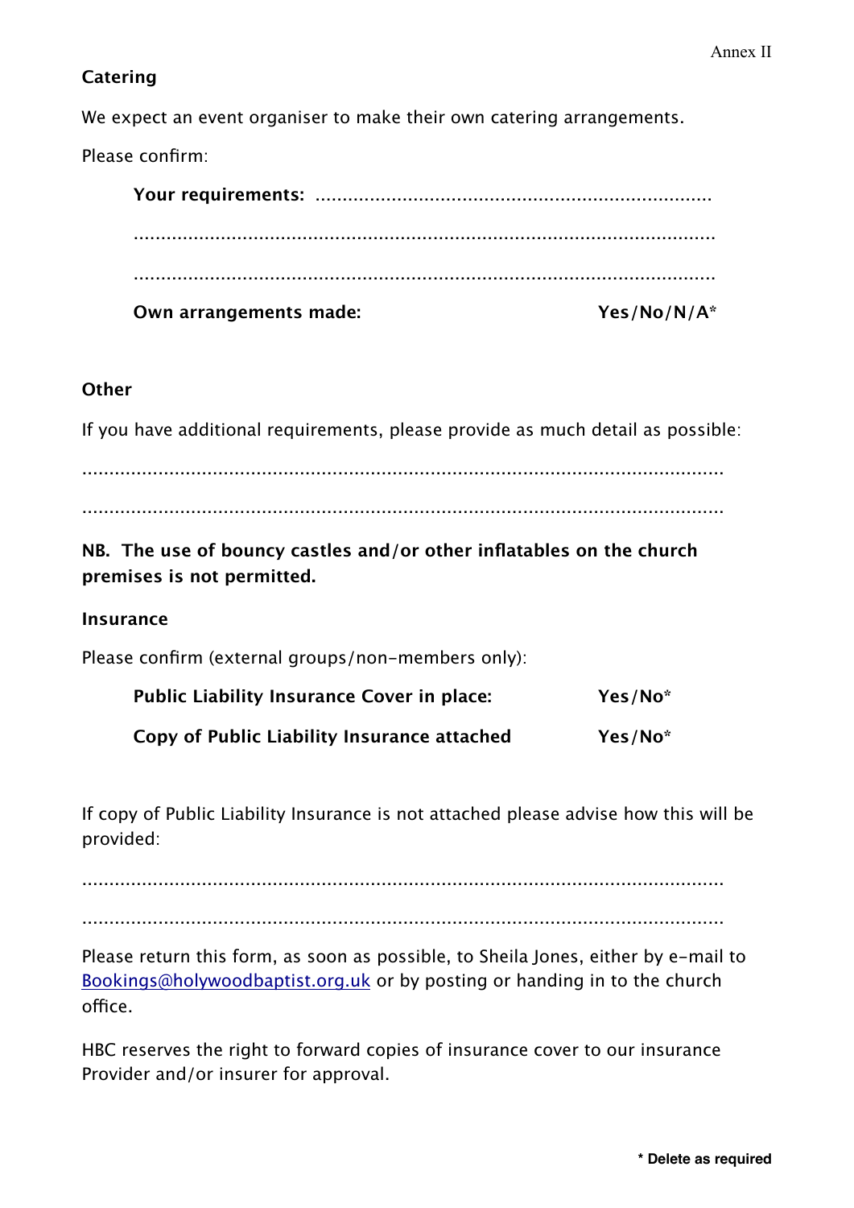Annex II

**Catering**

We expect an event organiser to make their own catering arrangements.

Please confirm:

**Your requirements:** ........................................................................

..............................................................................................................

..............................................................................................................

**Own arrangements made:** **Yes/No/N/A***

**Other**

If you have additional requirements, please provide as much detail as possible:

..............................................................................................................

..............................................................................................................

**NB. The use of bouncy castles and/or other inflatables on the church premises is not permitted.**

**Insurance**

Please confirm (external groups/non-members only):

**Public Liability Insurance Cover in place:** **Yes/No***

**Copy of Public Liability Insurance attached** **Yes/No***

If copy of Public Liability Insurance is not attached please advise how this will be provided:

..............................................................................................................

..............................................................................................................

Please return this form, as soon as possible, to Sheila Jones, either by e-mail to [Bookings@holywoodbaptist.org.uk](mailto:Bookings@holywoodbaptist.org.uk) or by posting or handing in to the church office.

HBC reserves the right to forward copies of insurance cover to our insurance Provider and/or insurer for approval.

**\* Delete as required**